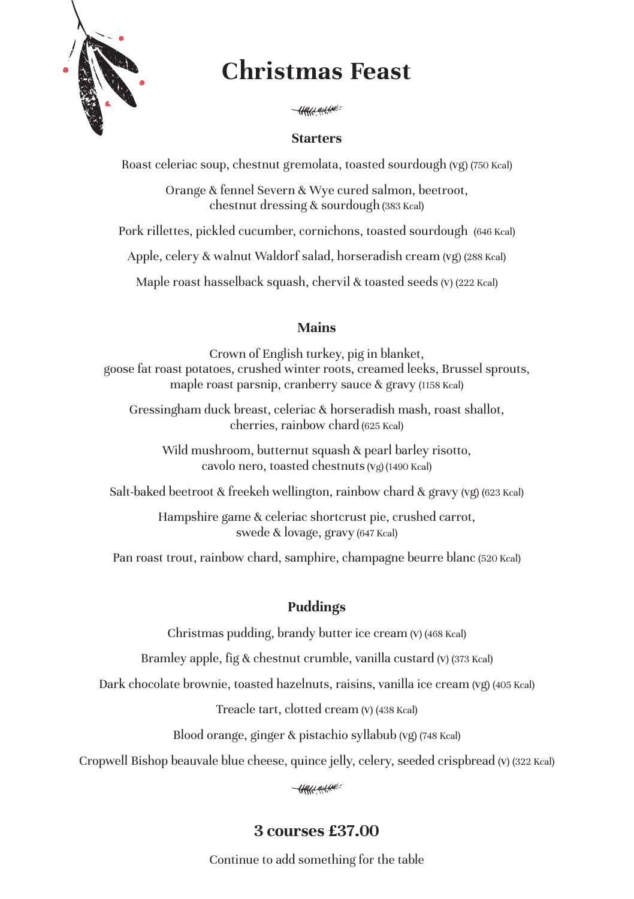# Christmas Feast

## Starters

Roast celeriac soup, chestnut gremolata, toasted sourdough (vg) (750 Kcal)

Orange & fennel Severn & Wye cured salmon, beetroot, chestnut dressing & sourdough (383 Kcal)

Pork rillettes, pickled cucumber, cornichons, toasted sourdough (646 Kcal)

Apple, celery & walnut Waldorf salad, horseradish cream (vg) (288 Kcal)

Maple roast hasselback squash, chervil & toasted seeds (v) (222 Kcal)

## Mains

Crown of English turkey, pig in blanket, goose fat roast potatoes, crushed winter roots, creamed leeks, Brussel sprouts, maple roast parsnip, cranberry sauce & gravy (1158 Kcal)

Gressingham duck breast, celeriac & horseradish mash, roast shallot, cherries, rainbow chard (625 Kcal)

Wild mushroom, butternut squash & pearl barley risotto, cavolo nero, toasted chestnuts (vg) (1490 Kcal)

Salt-baked beetroot & freekeh wellington, rainbow chard & gravy (vg) (623 Kcal)

Hampshire game & celeriac shortcrust pie, crushed carrot, swede & lovage, gravy (647 Kcal)

Pan roast trout, rainbow chard, samphire, champagne beurre blanc (520 Kcal)

## Puddings

Christmas pudding, brandy butter ice cream (v) (468 Kcal)

Bramley apple, fig & chestnut crumble, vanilla custard (v) (373 Kcal)

Dark chocolate brownie, toasted hazelnuts, raisins, vanilla ice cream (vg) (405 Kcal)

Treacle tart, clotted cream (v) (438 Kcal)

Blood orange, ginger & pistachio syllabub (vg) (748 Kcal)

Cropwell Bishop beauvale blue cheese, quince jelly, celery, seeded crispbread (v) (322 Kcal)

## 3 courses £37.00

Continue to add something for the table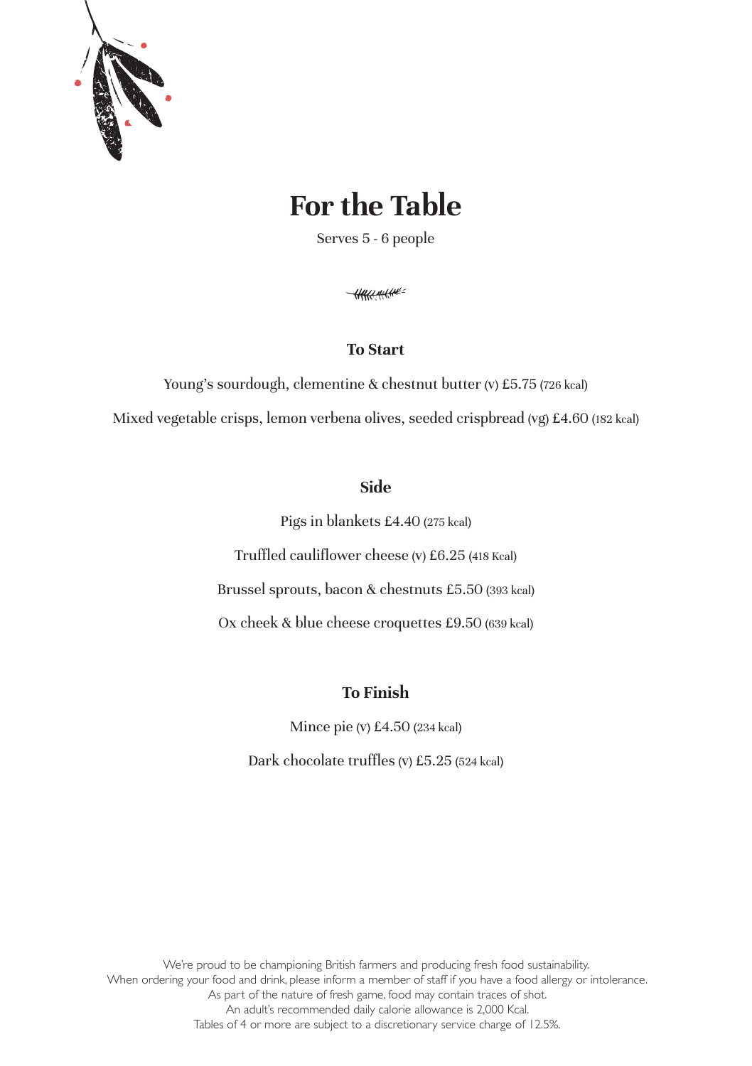# For the Table

Serves 5 - 6 people

## To Start

Young's sourdough, clementine & chestnut butter (v) £5.75 (726 kcal)

Mixed vegetable crisps, lemon verbena olives, seeded crispbread (vg) £4.60 (182 kcal)

## Side

Pigs in blankets £4.40 (275 kcal)

Truffled cauliflower cheese (v) £6.25 (418 Kcal)

Brussel sprouts, bacon & chestnuts £5.50 (393 kcal)

Ox cheek & blue cheese croquettes £9.50 (639 kcal)

## To Finish

Mince pie (v) £4.50 (234 kcal)

Dark chocolate truffles (v) £5.25 (524 kcal)

We're proud to be championing British farmers and producing fresh food sustainability.
When ordering your food and drink, please inform a member of staff if you have a food allergy or intolerance.
As part of the nature of fresh game, food may contain traces of shot.
An adult's recommended daily calorie allowance is 2,000 Kcal.
Tables of 4 or more are subject to a discretionary service charge of 12.5%.